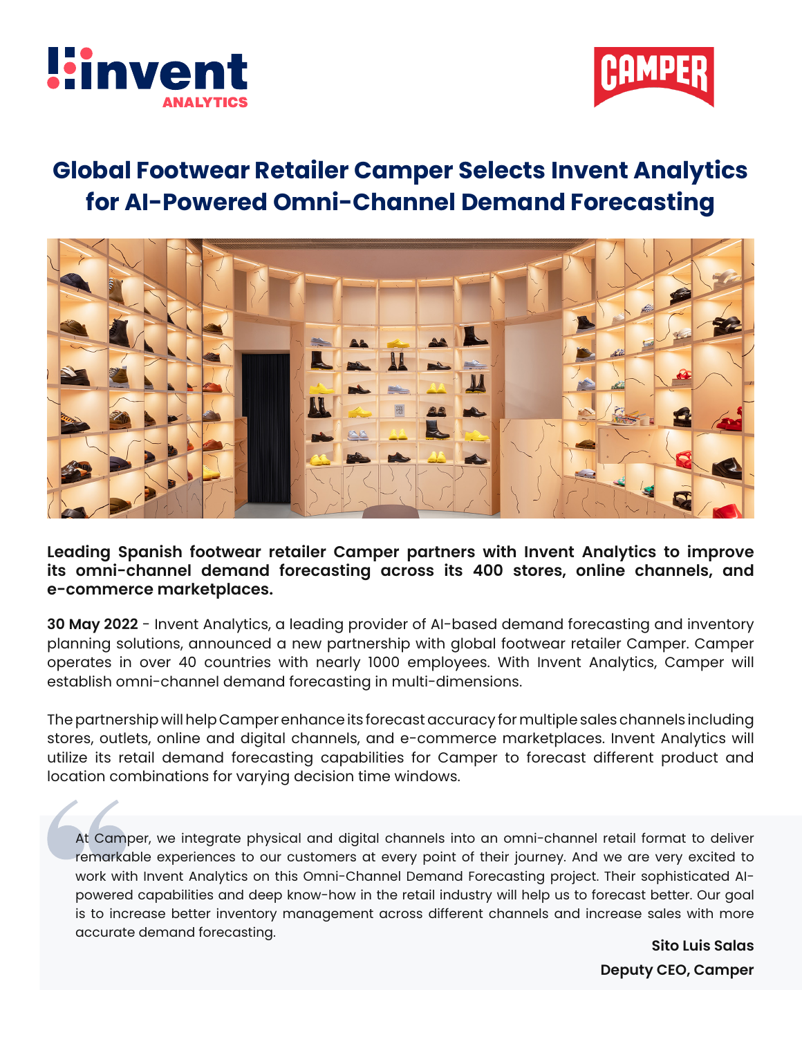# Global Footwear Retailer Camper Selects Invent Analytics for AI-Powered Omni-Channel Demand Forecasting

**Leading Spanish footwear retailer Camper partners with Invent Analytics to improve its omni-channel demand forecasting across its 400 stores, online channels, and e-commerce marketplaces.**

**30 May 2022** - Invent Analytics, a leading provider of AI-based demand forecasting and inventory planning solutions, announced a new partnership with global footwear retailer Camper. Camper operates in over 40 countries with nearly 1000 employees. With Invent Analytics, Camper will establish omni-channel demand forecasting in multi-dimensions.

The partnership will help Camper enhance its forecast accuracy for multiple sales channels including stores, outlets, online and digital channels, and e-commerce marketplaces. Invent Analytics will utilize its retail demand forecasting capabilities for Camper to forecast different product and location combinations for varying decision time windows.

> At Camper, we integrate physical and digital channels into an omni-channel retail format to deliver remarkable experiences to our customers at every point of their journey. And we are very excited to work with Invent Analytics on this Omni-Channel Demand Forecasting project. Their sophisticated AI-powered capabilities and deep know-how in the retail industry will help us to forecast better. Our goal is to increase better inventory management across different channels and increase sales with more accurate demand forecasting.
>
> **Sito Luis Salas**
> **Deputy CEO, Camper**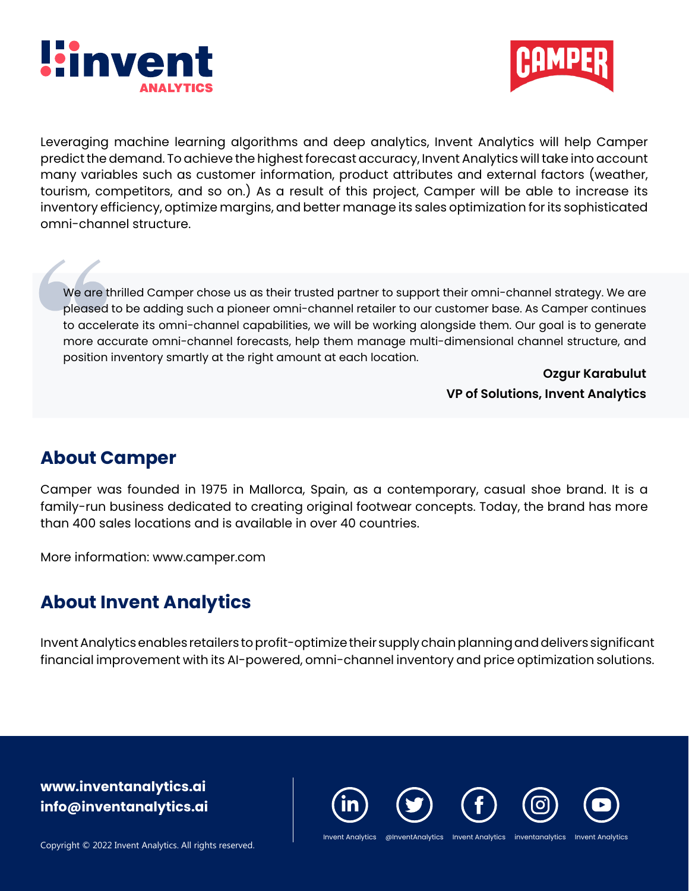Leveraging machine learning algorithms and deep analytics, Invent Analytics will help Camper predict the demand. To achieve the highest forecast accuracy, Invent Analytics will take into account many variables such as customer information, product attributes and external factors (weather, tourism, competitors, and so on.) As a result of this project, Camper will be able to increase its inventory efficiency, optimize margins, and better manage its sales optimization for its sophisticated omni-channel structure.

> We are thrilled Camper chose us as their trusted partner to support their omni-channel strategy. We are pleased to be adding such a pioneer omni-channel retailer to our customer base. As Camper continues to accelerate its omni-channel capabilities, we will be working alongside them. Our goal is to generate more accurate omni-channel forecasts, help them manage multi-dimensional channel structure, and position inventory smartly at the right amount at each location.
>
> **Ozgur Karabulut**
> **VP of Solutions, Invent Analytics**

## About Camper

Camper was founded in 1975 in Mallorca, Spain, as a contemporary, casual shoe brand. It is a family-run business dedicated to creating original footwear concepts. Today, the brand has more than 400 sales locations and is available in over 40 countries.

More information: www.camper.com

## About Invent Analytics

Invent Analytics enables retailers to profit-optimize their supply chain planning and delivers significant financial improvement with its AI-powered, omni-channel inventory and price optimization solutions.

**www.inventanalytics.ai**
**info@inventanalytics.ai**

Copyright © 2022 Invent Analytics. All rights reserved.

Invent Analytics @InventAnalytics Invent Analytics inventanalytics Invent Analytics